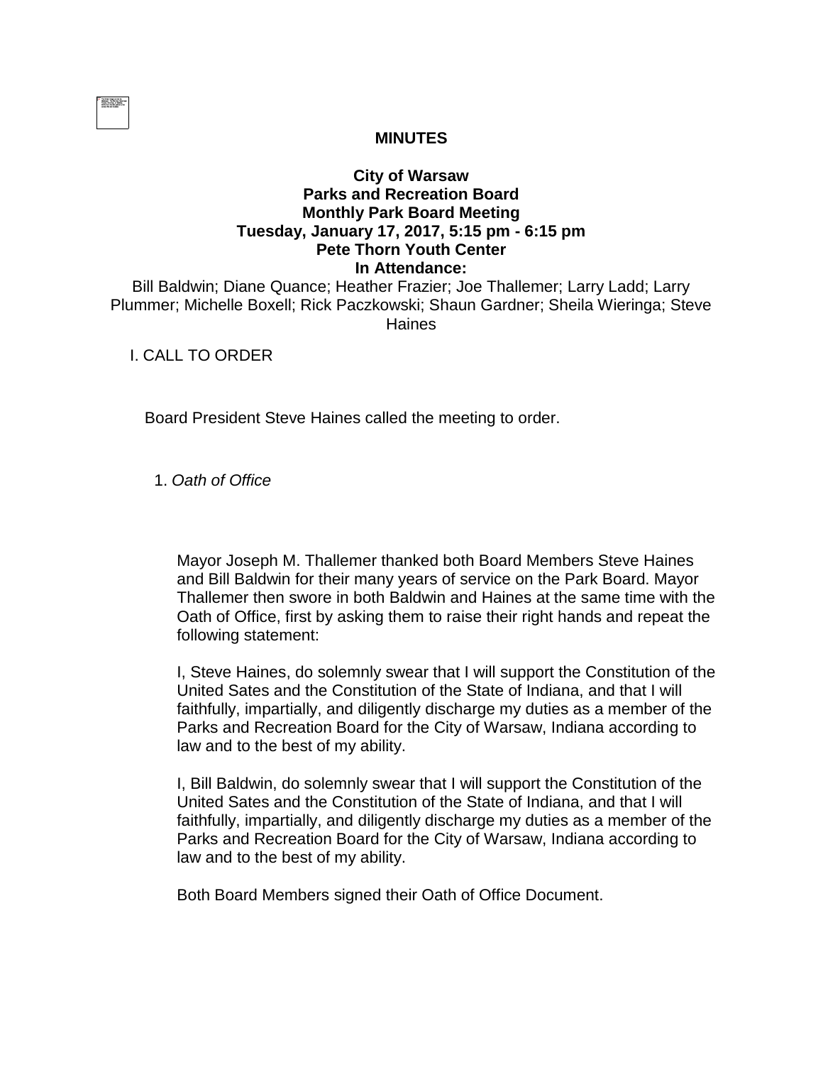**MINUTES**

**City of Warsaw**
**Parks and Recreation Board**
**Monthly Park Board Meeting**
**Tuesday, January 17, 2017, 5:15 pm - 6:15 pm**
**Pete Thorn Youth Center**
**In Attendance:**

Bill Baldwin; Diane Quance; Heather Frazier; Joe Thallemer; Larry Ladd; Larry Plummer; Michelle Boxell; Rick Paczkowski; Shaun Gardner; Sheila Wieringa; Steve Haines

I. CALL TO ORDER

Board President Steve Haines called the meeting to order.

1. *Oath of Office*

Mayor Joseph M. Thallemer thanked both Board Members Steve Haines and Bill Baldwin for their many years of service on the Park Board. Mayor Thallemer then swore in both Baldwin and Haines at the same time with the Oath of Office, first by asking them to raise their right hands and repeat the following statement:

I, Steve Haines, do solemnly swear that I will support the Constitution of the United Sates and the Constitution of the State of Indiana, and that I will faithfully, impartially, and diligently discharge my duties as a member of the Parks and Recreation Board for the City of Warsaw, Indiana according to law and to the best of my ability.

I, Bill Baldwin, do solemnly swear that I will support the Constitution of the United Sates and the Constitution of the State of Indiana, and that I will faithfully, impartially, and diligently discharge my duties as a member of the Parks and Recreation Board for the City of Warsaw, Indiana according to law and to the best of my ability.

Both Board Members signed their Oath of Office Document.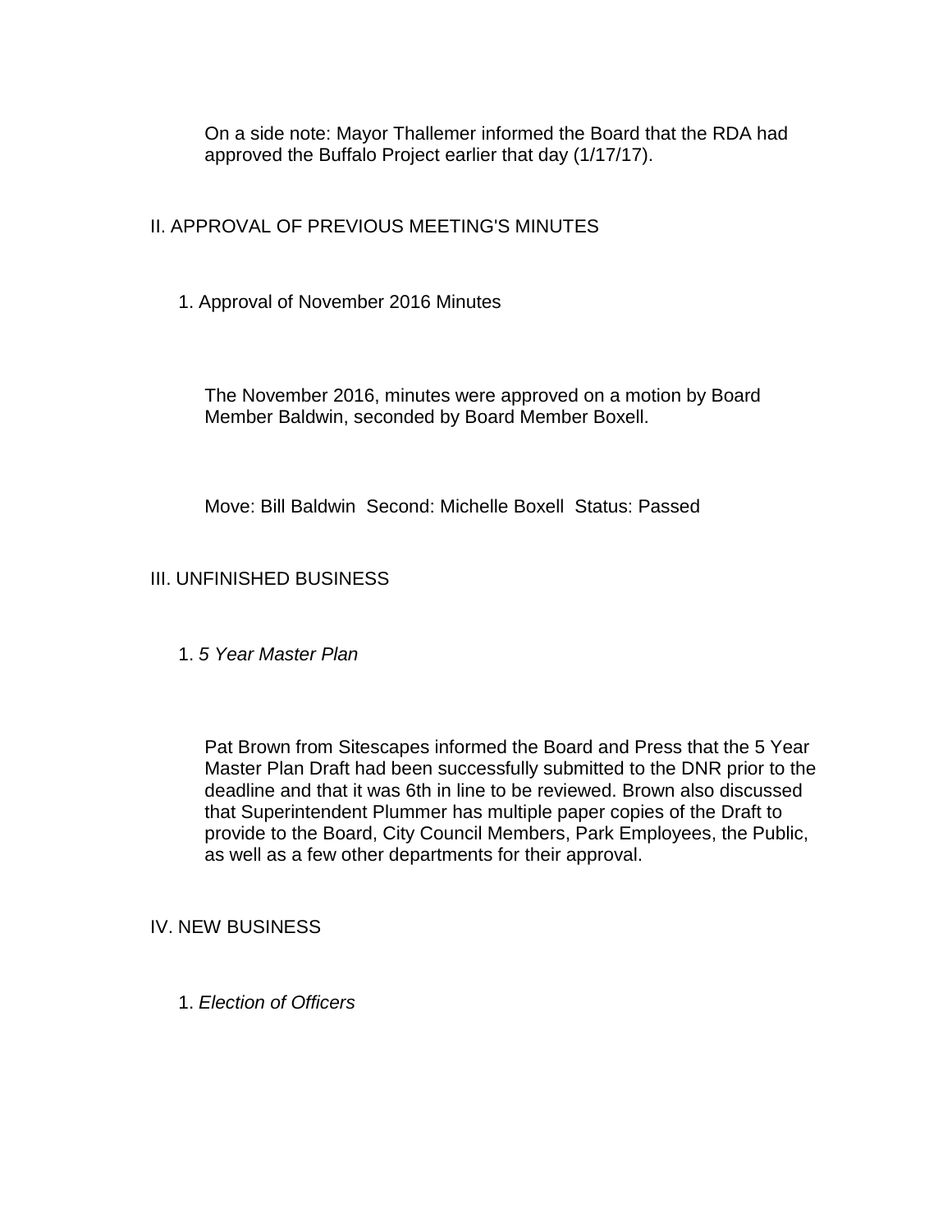On a side note: Mayor Thallemer informed the Board that the RDA had approved the Buffalo Project earlier that day (1/17/17).

## II. APPROVAL OF PREVIOUS MEETING'S MINUTES

1. Approval of November 2016 Minutes

The November 2016, minutes were approved on a motion by Board Member Baldwin, seconded by Board Member Boxell.

Move: Bill Baldwin  Second: Michelle Boxell  Status: Passed

## III. UNFINISHED BUSINESS

1. *5 Year Master Plan*

Pat Brown from Sitescapes informed the Board and Press that the 5 Year Master Plan Draft had been successfully submitted to the DNR prior to the deadline and that it was 6th in line to be reviewed. Brown also discussed that Superintendent Plummer has multiple paper copies of the Draft to provide to the Board, City Council Members, Park Employees, the Public, as well as a few other departments for their approval.

## IV. NEW BUSINESS

1. *Election of Officers*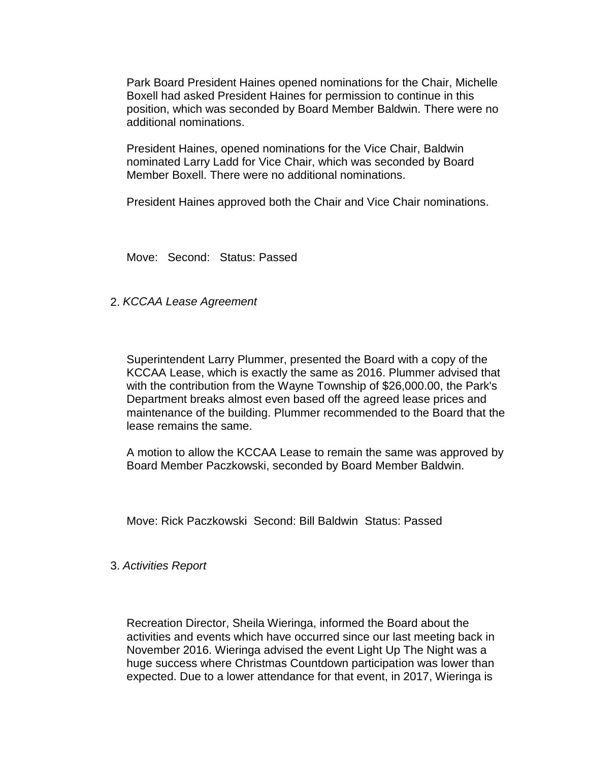Park Board President Haines opened nominations for the Chair, Michelle Boxell had asked President Haines for permission to continue in this position, which was seconded by Board Member Baldwin. There were no additional nominations.

President Haines, opened nominations for the Vice Chair, Baldwin nominated Larry Ladd for Vice Chair, which was seconded by Board Member Boxell. There were no additional nominations.

President Haines approved both the Chair and Vice Chair nominations.

Move: Second: Status: Passed

2. *KCCAA Lease Agreement*

Superintendent Larry Plummer, presented the Board with a copy of the KCCAA Lease, which is exactly the same as 2016. Plummer advised that with the contribution from the Wayne Township of $26,000.00, the Park's Department breaks almost even based off the agreed lease prices and maintenance of the building. Plummer recommended to the Board that the lease remains the same.

A motion to allow the KCCAA Lease to remain the same was approved by Board Member Paczkowski, seconded by Board Member Baldwin.

Move: Rick Paczkowski Second: Bill Baldwin Status: Passed

3. *Activities Report*

Recreation Director, Sheila Wieringa, informed the Board about the activities and events which have occurred since our last meeting back in November 2016. Wieringa advised the event Light Up The Night was a huge success where Christmas Countdown participation was lower than expected. Due to a lower attendance for that event, in 2017, Wieringa is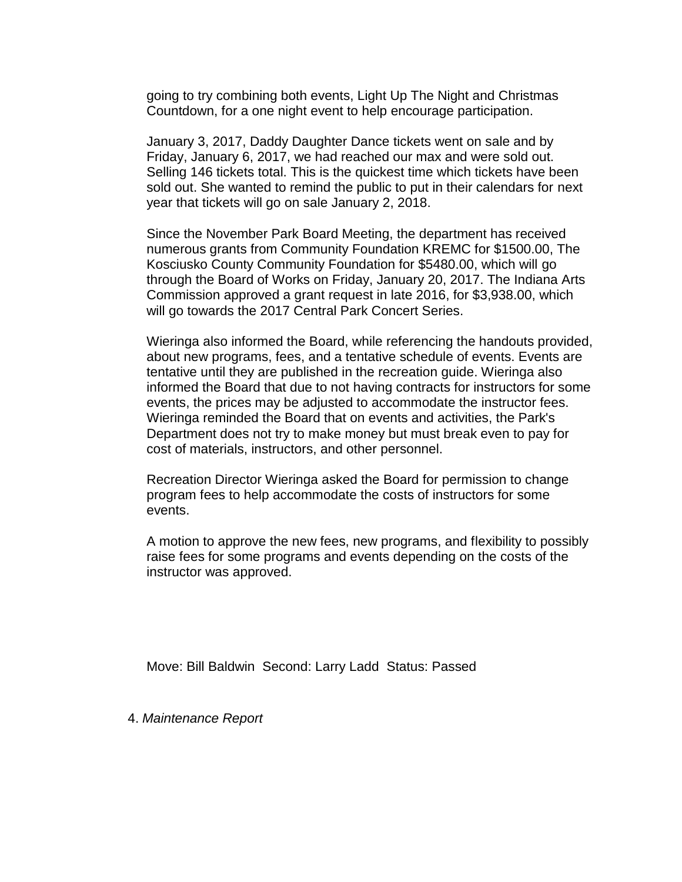going to try combining both events, Light Up The Night and Christmas Countdown, for a one night event to help encourage participation.

January 3, 2017, Daddy Daughter Dance tickets went on sale and by Friday, January 6, 2017, we had reached our max and were sold out. Selling 146 tickets total. This is the quickest time which tickets have been sold out. She wanted to remind the public to put in their calendars for next year that tickets will go on sale January 2, 2018.

Since the November Park Board Meeting, the department has received numerous grants from Community Foundation KREMC for $1500.00, The Kosciusko County Community Foundation for $5480.00, which will go through the Board of Works on Friday, January 20, 2017. The Indiana Arts Commission approved a grant request in late 2016, for $3,938.00, which will go towards the 2017 Central Park Concert Series.

Wieringa also informed the Board, while referencing the handouts provided, about new programs, fees, and a tentative schedule of events. Events are tentative until they are published in the recreation guide. Wieringa also informed the Board that due to not having contracts for instructors for some events, the prices may be adjusted to accommodate the instructor fees. Wieringa reminded the Board that on events and activities, the Park's Department does not try to make money but must break even to pay for cost of materials, instructors, and other personnel.

Recreation Director Wieringa asked the Board for permission to change program fees to help accommodate the costs of instructors for some events.

A motion to approve the new fees, new programs, and flexibility to possibly raise fees for some programs and events depending on the costs of the instructor was approved.

Move: Bill Baldwin Second: Larry Ladd Status: Passed

4. *Maintenance Report*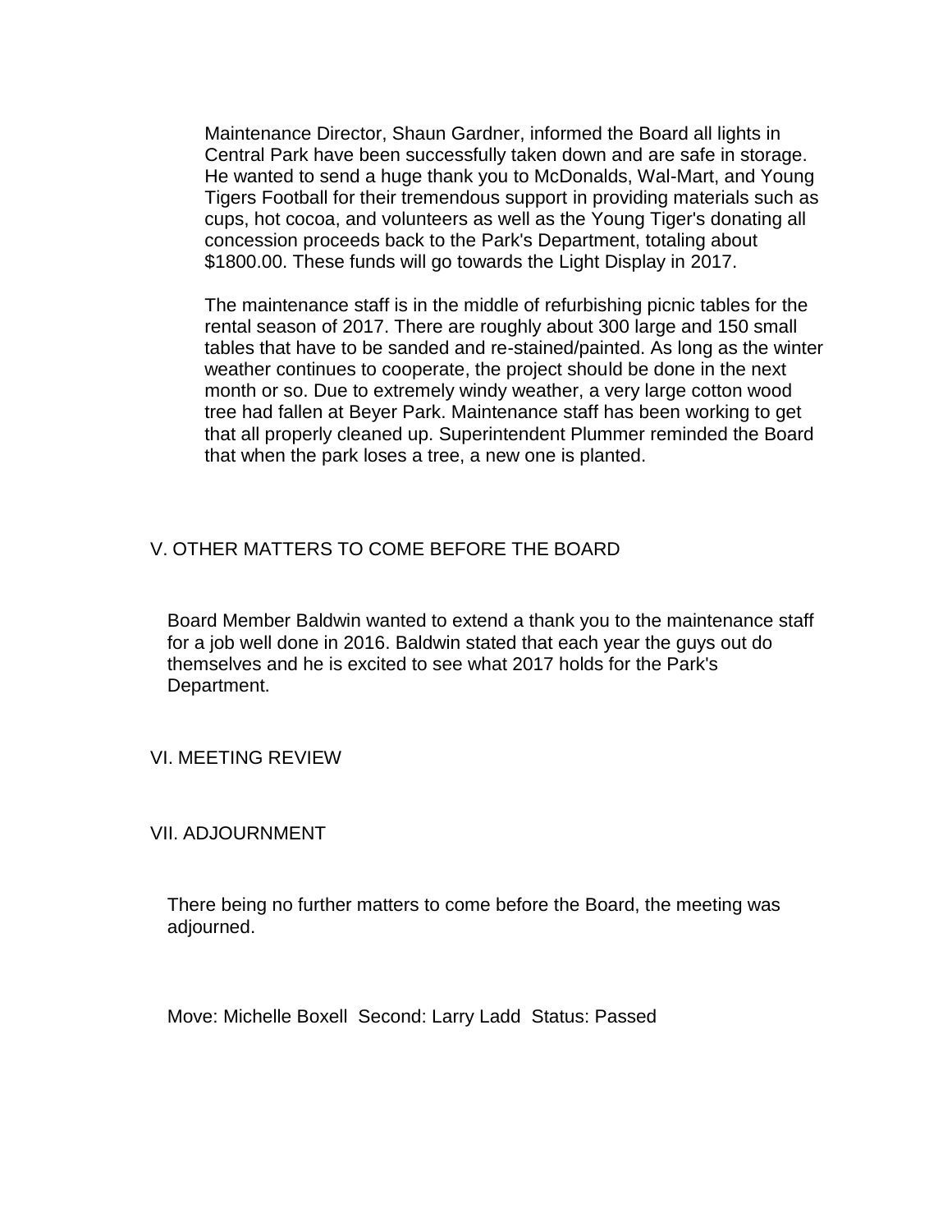Maintenance Director, Shaun Gardner, informed the Board all lights in Central Park have been successfully taken down and are safe in storage. He wanted to send a huge thank you to McDonalds, Wal-Mart, and Young Tigers Football for their tremendous support in providing materials such as cups, hot cocoa, and volunteers as well as the Young Tiger's donating all concession proceeds back to the Park's Department, totaling about $1800.00. These funds will go towards the Light Display in 2017.

The maintenance staff is in the middle of refurbishing picnic tables for the rental season of 2017. There are roughly about 300 large and 150 small tables that have to be sanded and re-stained/painted. As long as the winter weather continues to cooperate, the project should be done in the next month or so. Due to extremely windy weather, a very large cotton wood tree had fallen at Beyer Park. Maintenance staff has been working to get that all properly cleaned up. Superintendent Plummer reminded the Board that when the park loses a tree, a new one is planted.

## V. OTHER MATTERS TO COME BEFORE THE BOARD

Board Member Baldwin wanted to extend a thank you to the maintenance staff for a job well done in 2016. Baldwin stated that each year the guys out do themselves and he is excited to see what 2017 holds for the Park's Department.

## VI. MEETING REVIEW

## VII. ADJOURNMENT

There being no further matters to come before the Board, the meeting was adjourned.

Move: Michelle Boxell Second: Larry Ladd Status: Passed